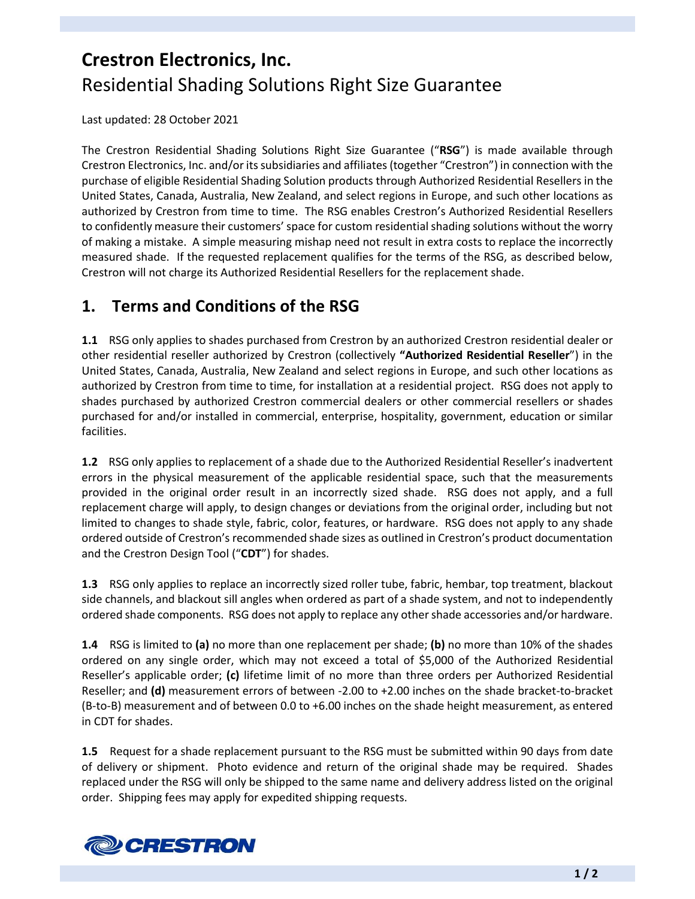# Crestron Electronics, Inc.

## Residential Shading Solutions Right Size Guarantee

Last updated: 28 October 2021

The Crestron Residential Shading Solutions Right Size Guarantee ("**RSG**") is made available through Crestron Electronics, Inc. and/or its subsidiaries and affiliates (together "Crestron") in connection with the purchase of eligible Residential Shading Solution products through Authorized Residential Resellers in the United States, Canada, Australia, New Zealand, and select regions in Europe, and such other locations as authorized by Crestron from time to time. The RSG enables Crestron's Authorized Residential Resellers to confidently measure their customers' space for custom residential shading solutions without the worry of making a mistake. A simple measuring mishap need not result in extra costs to replace the incorrectly measured shade. If the requested replacement qualifies for the terms of the RSG, as described below, Crestron will not charge its Authorized Residential Resellers for the replacement shade.

## 1. Terms and Conditions of the RSG

**1.1** RSG only applies to shades purchased from Crestron by an authorized Crestron residential dealer or other residential reseller authorized by Crestron (collectively **"Authorized Residential Reseller"**) in the United States, Canada, Australia, New Zealand and select regions in Europe, and such other locations as authorized by Crestron from time to time, for installation at a residential project. RSG does not apply to shades purchased by authorized Crestron commercial dealers or other commercial resellers or shades purchased for and/or installed in commercial, enterprise, hospitality, government, education or similar facilities.

**1.2** RSG only applies to replacement of a shade due to the Authorized Residential Reseller's inadvertent errors in the physical measurement of the applicable residential space, such that the measurements provided in the original order result in an incorrectly sized shade. RSG does not apply, and a full replacement charge will apply, to design changes or deviations from the original order, including but not limited to changes to shade style, fabric, color, features, or hardware. RSG does not apply to any shade ordered outside of Crestron's recommended shade sizes as outlined in Crestron's product documentation and the Crestron Design Tool ("**CDT**") for shades.

**1.3** RSG only applies to replace an incorrectly sized roller tube, fabric, hembar, top treatment, blackout side channels, and blackout sill angles when ordered as part of a shade system, and not to independently ordered shade components. RSG does not apply to replace any other shade accessories and/or hardware.

**1.4** RSG is limited to **(a)** no more than one replacement per shade; **(b)** no more than 10% of the shades ordered on any single order, which may not exceed a total of $5,000 of the Authorized Residential Reseller's applicable order; **(c)** lifetime limit of no more than three orders per Authorized Residential Reseller; and **(d)** measurement errors of between -2.00 to +2.00 inches on the shade bracket-to-bracket (B-to-B) measurement and of between 0.0 to +6.00 inches on the shade height measurement, as entered in CDT for shades.

**1.5** Request for a shade replacement pursuant to the RSG must be submitted within 90 days from date of delivery or shipment. Photo evidence and return of the original shade may be required. Shades replaced under the RSG will only be shipped to the same name and delivery address listed on the original order. Shipping fees may apply for expedited shipping requests.

CRESTRON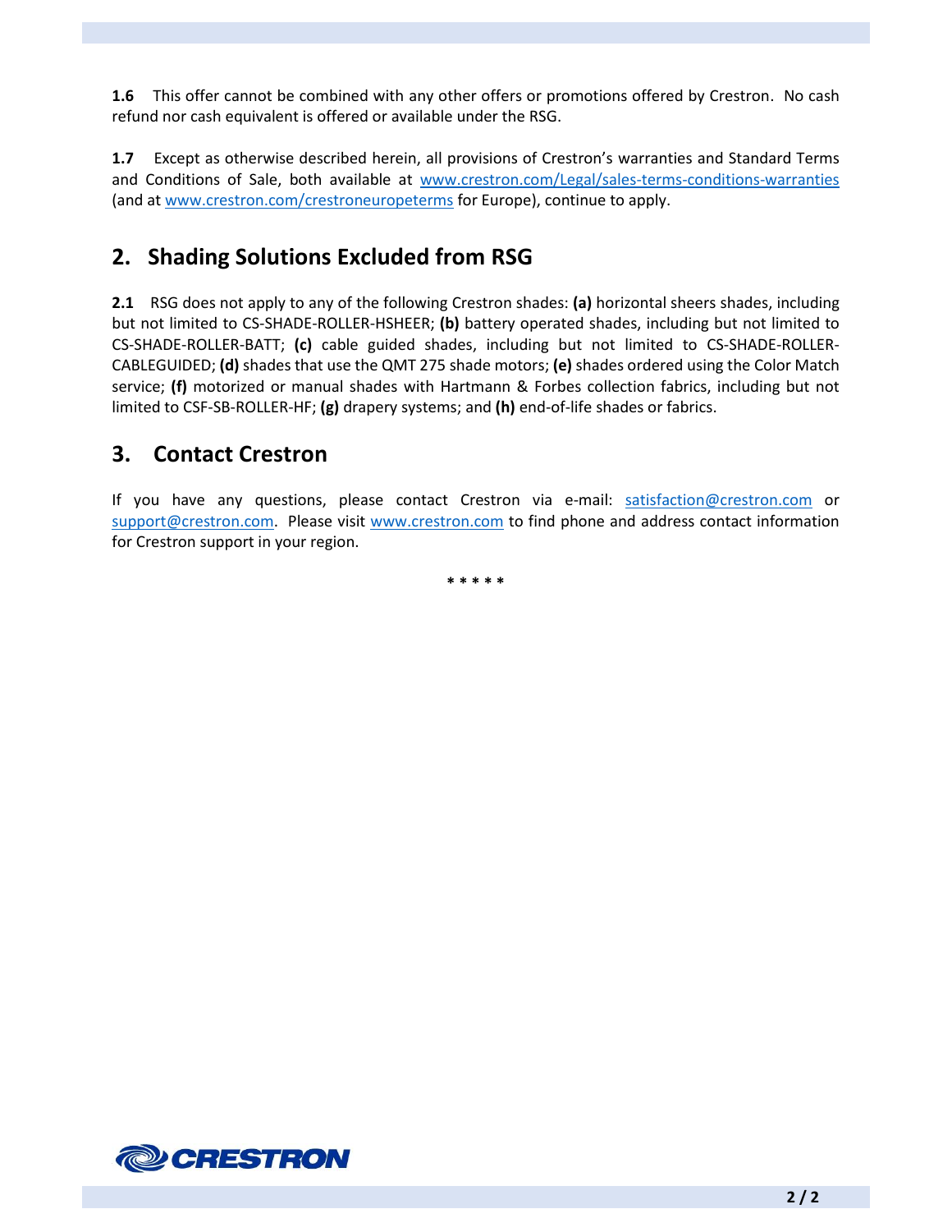**1.6** This offer cannot be combined with any other offers or promotions offered by Crestron. No cash refund nor cash equivalent is offered or available under the RSG.

**1.7** Except as otherwise described herein, all provisions of Crestron's warranties and Standard Terms and Conditions of Sale, both available at www.crestron.com/Legal/sales-terms-conditions-warranties (and at www.crestron.com/crestroneuropeterms for Europe), continue to apply.

## 2. Shading Solutions Excluded from RSG

**2.1** RSG does not apply to any of the following Crestron shades: **(a)** horizontal sheers shades, including but not limited to CS-SHADE-ROLLER-HSHEER; **(b)** battery operated shades, including but not limited to CS-SHADE-ROLLER-BATT; **(c)** cable guided shades, including but not limited to CS-SHADE-ROLLER-CABLEGUIDED; **(d)** shades that use the QMT 275 shade motors; **(e)** shades ordered using the Color Match service; **(f)** motorized or manual shades with Hartmann & Forbes collection fabrics, including but not limited to CSF-SB-ROLLER-HF; **(g)** drapery systems; and **(h)** end-of-life shades or fabrics.

## 3. Contact Crestron

If you have any questions, please contact Crestron via e-mail: satisfaction@crestron.com or support@crestron.com. Please visit www.crestron.com to find phone and address contact information for Crestron support in your region.

* * * * *